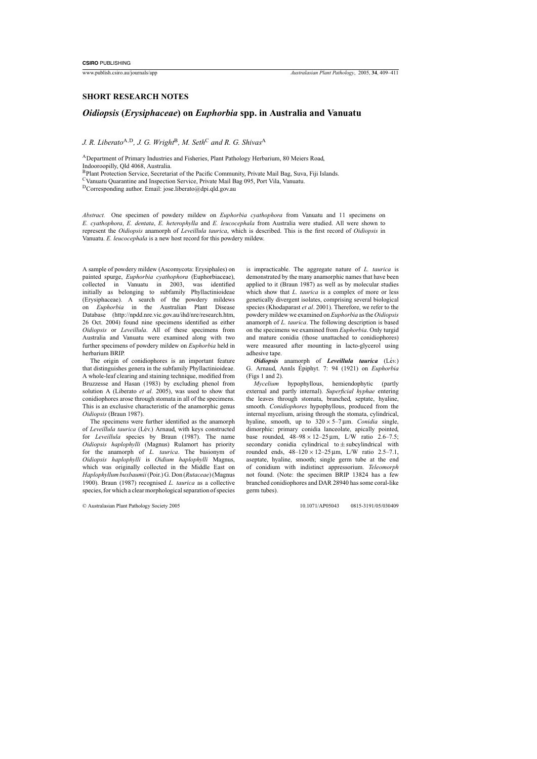**SHORT RESEARCH NOTES**

# *Oidiopsis* (*Erysiphaceae*) on *Euphorbia* spp. in Australia and Vanuatu

*J. R. Liberato*[A,D], *J. G. Wright*[B], *M. Seth*[C] *and R. G. Shivas*[A]

[A]Department of Primary Industries and Fisheries, Plant Pathology Herbarium, 80 Meiers Road, Indooroopilly, Qld 4068, Australia.
[B]Plant Protection Service, Secretariat of the Pacific Community, Private Mail Bag, Suva, Fiji Islands.
[C]Vanuatu Quarantine and Inspection Service, Private Mail Bag 095, Port Vila, Vanuatu.
[D]Corresponding author. Email: jose.liberato@dpi.qld.gov.au

*Abstract.* One specimen of powdery mildew on *Euphorbia cyathophora* from Vanuatu and 11 specimens on *E. cyathophora*, *E. dentata*, *E. heterophylla* and *E. leucocephala* from Australia were studied. All were shown to represent the *Oidiopsis* anamorph of *Leveillula taurica*, which is described. This is the first record of *Oidiopsis* in Vanuatu. *E. leucocephala* is a new host record for this powdery mildew.

A sample of powdery mildew (Ascomycota: Erysiphales) on painted spurge, *Euphorbia cyathophora* (Euphorbiaceae), collected in Vanuatu in 2003, was identified initially as belonging to subfamily Phyllactinioideae (Erysiphaceae). A search of the powdery mildews on *Euphorbia* in the Australian Plant Disease Database (http://npdd.nre.vic.gov.au/ihd/nre/research.htm, 26 Oct. 2004) found nine specimens identified as either *Oidiopsis* or *Leveillula*. All of these specimens from Australia and Vanuatu were examined along with two further specimens of powdery mildew on *Euphorbia* held in herbarium BRIP.

The origin of conidiophores is an important feature that distinguishes genera in the subfamily Phyllactinioideae. A whole-leaf clearing and staining technique, modified from Bruzzese and Hasan (1983) by excluding phenol from solution A (Liberato *et al*. 2005), was used to show that conidiophores arose through stomata in all of the specimens. This is an exclusive characteristic of the anamorphic genus *Oidiopsis* (Braun 1987).

The specimens were further identified as the anamorph of *Leveillula taurica* (Lév.) Arnaud, with keys constructed for *Leveillula* species by Braun (1987). The name *Oidiopsis haplophylli* (Magnus) Rulamort has priority for the anamorph of *L. taurica*. The basionym of *Oidiopsis haplophylli* is *Oidium haplophylli* Magnus, which was originally collected in the Middle East on *Haplophyllum buxbaumii* (Poir.) G. Don (*Rutaceae*) (Magnus 1900). Braun (1987) recognised *L. taurica* as a collective species, for which a clear morphological separation of species is impracticable. The aggregate nature of *L. taurica* is demonstrated by the many anamorphic names that have been applied to it (Braun 1987) as well as by molecular studies which show that *L. taurica* is a complex of more or less genetically divergent isolates, comprising several biological species (Khodaparast *et al*. 2001). Therefore, we refer to the powdery mildew we examined on *Euphorbia* as the *Oidiopsis* anamorph of *L. taurica*. The following description is based on the specimens we examined from *Euphorbia*. Only turgid and mature conidia (those unattached to conidiophores) were measured after mounting in lacto-glycerol using adhesive tape.

***Oidiopsis*** **anamorph of *Leveillula taurica*** (Lév.) G. Arnaud, Annls Épiphyt. 7: 94 (1921) on *Euphorbia* (Figs 1 and 2).

*Mycelium* hypophyllous, hemiendophytic (partly external and partly internal). *Superficial hyphae* entering the leaves through stomata, branched, septate, hyaline, smooth. *Conidiophores* hypophyllous, produced from the internal mycelium, arising through the stomata, cylindrical, hyaline, smooth, up to $320 \times 5$–$7\,\mu$m. *Conidia* single, dimorphic: primary conidia lanceolate, apically pointed, base rounded, $48$–$98 \times 12$–$25\,\mu$m, L/W ratio 2.6–7.5; secondary conidia cylindrical to ± subcylindrical with rounded ends, $48$–$120 \times 12$–$25\,\mu$m, L/W ratio 2.5–7.1, aseptate, hyaline, smooth; single germ tube at the end of conidium with indistinct appressorium. *Teleomorph* not found. (Note: the specimen BRIP 13824 has a few branched conidiophores and DAR 28940 has some coral-like germ tubes).

© Australasian Plant Pathology Society 2005 10.1071/AP05043 0815-3191/05/030409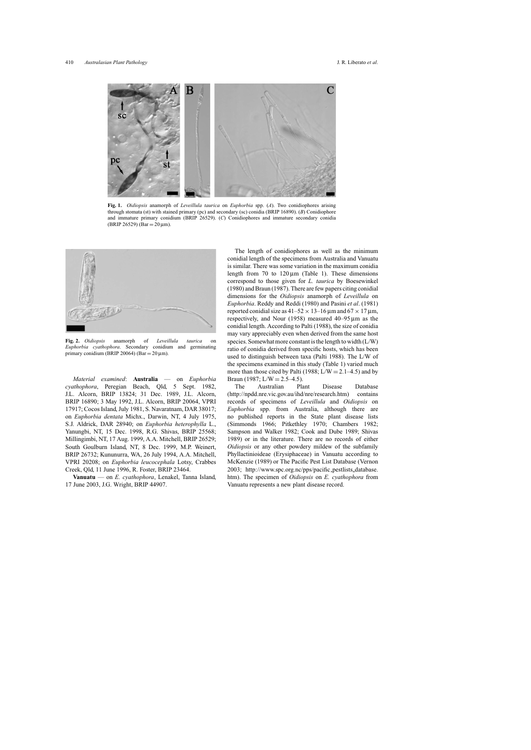**Fig. 1.** *Oidiopsis* anamorph of *Leveillula taurica* on *Euphorbia* spp. (*A*). Two conidiophores arising through stomata (st) with stained primary (pc) and secondary (sc) conidia (BRIP 16890). (*B*) Conidiophore and immature primary conidium (BRIP 26529). (*C*) Conidiophores and immature secondary conidia (BRIP 26529) (Bar = 20 µm).

**Fig. 2.** *Oidiopsis* anamorph of *Leveillula taurica* on *Euphorbia cyathophora*. Secondary conidium and germinating primary conidium (BRIP 20064) (Bar = 20 µm).

*Material examined*: **Australia** — on *Euphorbia cyathophora*, Peregian Beach, Qld, 5 Sept. 1982, J.L. Alcorn, BRIP 13824; 31 Dec. 1989, J.L. Alcorn, BRIP 16890; 3 May 1992, J.L. Alcorn, BRIP 20064, VPRI 17917; Cocos Island, July 1981, S. Navaratnam, DAR 38017; on *Euphorbia dentata* Michx., Darwin, NT, 4 July 1975, S.J. Aldrick, DAR 28940; on *Euphorbia heterophylla* L., Yanungbi, NT, 15 Dec. 1998, R.G. Shivas, BRIP 25568; Millingimbi, NT, 17 Aug. 1999, A.A. Mitchell, BRIP 26529; South Goulburn Island, NT, 8 Dec. 1999, M.P. Weinert, BRIP 26732; Kununurra, WA, 26 July 1994, A.A. Mitchell, VPRI 20208; on *Euphorbia leucocephala* Lotsy, Crabbes Creek, Qld, 11 June 1996, R. Foster, BRIP 23464.

**Vanuatu** — on *E. cyathophora*, Lenakel, Tanna Island, 17 June 2003, J.G. Wright, BRIP 44907.

The length of conidiophores as well as the minimum conidial length of the specimens from Australia and Vanuatu is similar. There was some variation in the maximum conidia length from 70 to 120 µm (Table 1). These dimensions correspond to those given for *L. taurica* by Boesewinkel (1980) and Braun (1987). There are few papers citing conidial dimensions for the *Oidiopsis* anamorph of *Leveillula* on *Euphorbia*. Reddy and Reddi (1980) and Pasini *et al*. (1981) reported conidial size as 41–52 × 13–16 µm and 67 × 17 µm, respectively, and Nour (1958) measured 40–95 µm as the conidial length. According to Palti (1988), the size of conidia may vary appreciably even when derived from the same host species. Somewhat more constant is the length to width (L/W) ratio of conidia derived from specific hosts, which has been used to distinguish between taxa (Palti 1988). The L/W of the specimens examined in this study (Table 1) varied much more than those cited by Palti (1988; L/W = 2.1–4.5) and by Braun (1987; L/W = 2.5–4.5).

The Australian Plant Disease Database (http://npdd.nre.vic.gov.au/ihd/nre/research.htm) contains records of specimens of *Leveillula* and *Oidiopsis* on *Euphorbia* spp. from Australia, although there are no published reports in the State plant disease lists (Simmonds 1966; Pitkethley 1970; Chambers 1982; Sampson and Walker 1982; Cook and Dube 1989; Shivas 1989) or in the literature. There are no records of either *Oidiopsis* or any other powdery mildew of the subfamily Phyllactinioideae (Erysiphaceae) in Vanuatu according to McKenzie (1989) or The Pacific Pest List Database (Vernon 2003; http://www.spc.org.nc/pps/pacific_pestlists_database.htm). The specimen of *Oidiopsis* on *E. cyathophora* from Vanuatu represents a new plant disease record.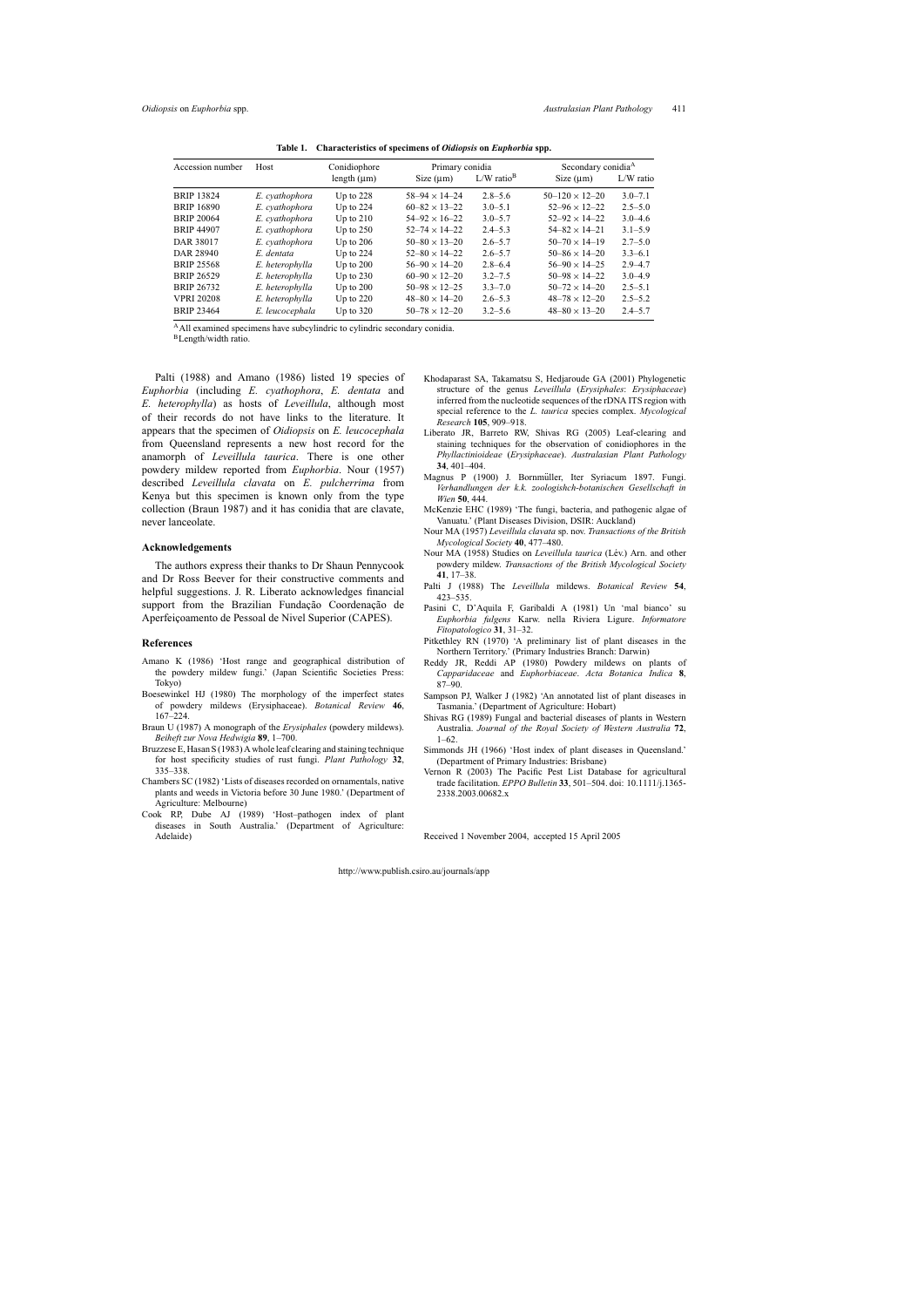**Table 1. Characteristics of specimens of *Oidiopsis* on *Euphorbia* spp.**

| Accession number | Host | Conidiophore length (μm) | Primary conidia | | Secondary conidia[A] | |
|---|---|---|---|---|---|---|
| | | | Size (μm) | L/W ratio[B] | Size (μm) | L/W ratio |
| BRIP 13824 | *E. cyathophora* | Up to 228 | 58–94 × 14–24 | 2.8–5.6 | 50–120 × 12–20 | 3.0–7.1 |
| BRIP 16890 | *E. cyathophora* | Up to 224 | 60–82 × 13–22 | 3.0–5.1 | 52–96 × 12–22 | 2.5–5.0 |
| BRIP 20064 | *E. cyathophora* | Up to 210 | 54–92 × 16–22 | 3.0–5.7 | 52–92 × 14–22 | 3.0–4.6 |
| BRIP 44907 | *E. cyathophora* | Up to 250 | 52–74 × 14–22 | 2.4–5.3 | 54–82 × 14–21 | 3.1–5.9 |
| DAR 38017 | *E. cyathophora* | Up to 206 | 50–80 × 13–20 | 2.6–5.7 | 50–70 × 14–19 | 2.7–5.0 |
| DAR 28940 | *E. dentata* | Up to 224 | 52–80 × 14–22 | 2.6–5.7 | 50–86 × 14–20 | 3.3–6.1 |
| BRIP 25568 | *E. heterophylla* | Up to 200 | 56–90 × 14–20 | 2.8–6.4 | 56–90 × 14–25 | 2.9–4.7 |
| BRIP 26529 | *E. heterophylla* | Up to 230 | 60–90 × 12–20 | 3.2–7.5 | 50–98 × 14–22 | 3.0–4.9 |
| BRIP 26732 | *E. heterophylla* | Up to 200 | 50–98 × 12–25 | 3.3–7.0 | 50–72 × 14–20 | 2.5–5.1 |
| VPRI 20208 | *E. heterophylla* | Up to 220 | 48–80 × 14–20 | 2.6–5.3 | 48–78 × 12–20 | 2.5–5.2 |
| BRIP 23464 | *E. leucocephala* | Up to 320 | 50–78 × 12–20 | 3.2–5.6 | 48–80 × 13–20 | 2.4–5.7 |

[A] All examined specimens have subcylindric to cylindric secondary conidia.
[B] Length/width ratio.

Palti (1988) and Amano (1986) listed 19 species of *Euphorbia* (including *E. cyathophora*, *E. dentata* and *E. heterophylla*) as hosts of *Leveillula*, although most of their records do not have links to the literature. It appears that the specimen of *Oidiopsis* on *E. leucocephala* from Queensland represents a new host record for the anamorph of *Leveillula taurica*. There is one other powdery mildew reported from *Euphorbia*. Nour (1957) described *Leveillula clavata* on *E. pulcherrima* from Kenya but this specimen is known only from the type collection (Braun 1987) and it has conidia that are clavate, never lanceolate.

### Acknowledgements

The authors express their thanks to Dr Shaun Pennycook and Dr Ross Beever for their constructive comments and helpful suggestions. J. R. Liberato acknowledges financial support from the Brazilian Fundação Coordenação de Aperfeiçoamento de Pessoal de Nivel Superior (CAPES).

### References

Amano K (1986) 'Host range and geographical distribution of the powdery mildew fungi.' (Japan Scientific Societies Press: Tokyo)

Boesewinkel HJ (1980) The morphology of the imperfect states of powdery mildews (Erysiphaceae). *Botanical Review* **46**, 167–224.

Braun U (1987) A monograph of the *Erysiphales* (powdery mildews). *Beiheft zur Nova Hedwigia* **89**, 1–700.

Bruzzese E, Hasan S (1983) A whole leaf clearing and staining technique for host specificity studies of rust fungi. *Plant Pathology* **32**, 335–338.

Chambers SC (1982) 'Lists of diseases recorded on ornamentals, native plants and weeds in Victoria before 30 June 1980.' (Department of Agriculture: Melbourne)

Cook RP, Dube AJ (1989) 'Host–pathogen index of plant diseases in South Australia.' (Department of Agriculture: Adelaide)

Khodaparast SA, Takamatsu S, Hedjaroude GA (2001) Phylogenetic structure of the genus *Leveillula* (*Erysiphales*: *Erysiphaceae*) inferred from the nucleotide sequences of the rDNA ITS region with special reference to the *L. taurica* species complex. *Mycological Research* **105**, 909–918.

Liberato JR, Barreto RW, Shivas RG (2005) Leaf-clearing and staining techniques for the observation of conidiophores in the *Phyllactinioideae* (*Erysiphaceae*). *Australasian Plant Pathology* **34**, 401–404.

Magnus P (1900) J. Bornmüller, Iter Syriacum 1897. Fungi. *Verhandlungen der k.k. zoologishch-botanischen Gesellschaft in Wien* **50**, 444.

McKenzie EHC (1989) 'The fungi, bacteria, and pathogenic algae of Vanuatu.' (Plant Diseases Division, DSIR: Auckland)

Nour MA (1957) *Leveillula clavata* sp. nov. *Transactions of the British Mycological Society* **40**, 477–480.

Nour MA (1958) Studies on *Leveillula taurica* (Lév.) Arn. and other powdery mildew. *Transactions of the British Mycological Society* **41**, 17–38.

Palti J (1988) The *Leveillula* mildews. *Botanical Review* **54**, 423–535.

Pasini C, D'Aquila F, Garibaldi A (1981) Un 'mal bianco' su *Euphorbia fulgens* Karw. nella Riviera Ligure. *Informatore Fitopatologico* **31**, 31–32.

Pitkethley RN (1970) 'A preliminary list of plant diseases in the Northern Territory.' (Primary Industries Branch: Darwin)

Reddy JR, Reddi AP (1980) Powdery mildews on plants of *Capparidaceae* and *Euphorbiaceae*. *Acta Botanica Indica* **8**, 87–90.

Sampson PJ, Walker J (1982) 'An annotated list of plant diseases in Tasmania.' (Department of Agriculture: Hobart)

Shivas RG (1989) Fungal and bacterial diseases of plants in Western Australia. *Journal of the Royal Society of Western Australia* **72**, 1–62.

Simmonds JH (1966) 'Host index of plant diseases in Queensland.' (Department of Primary Industries: Brisbane)

Vernon R (2003) The Pacific Pest List Database for agricultural trade facilitation. *EPPO Bulletin* **33**, 501–504. doi: 10.1111/j.1365-2338.2003.00682.x

Received 1 November 2004, accepted 15 April 2005